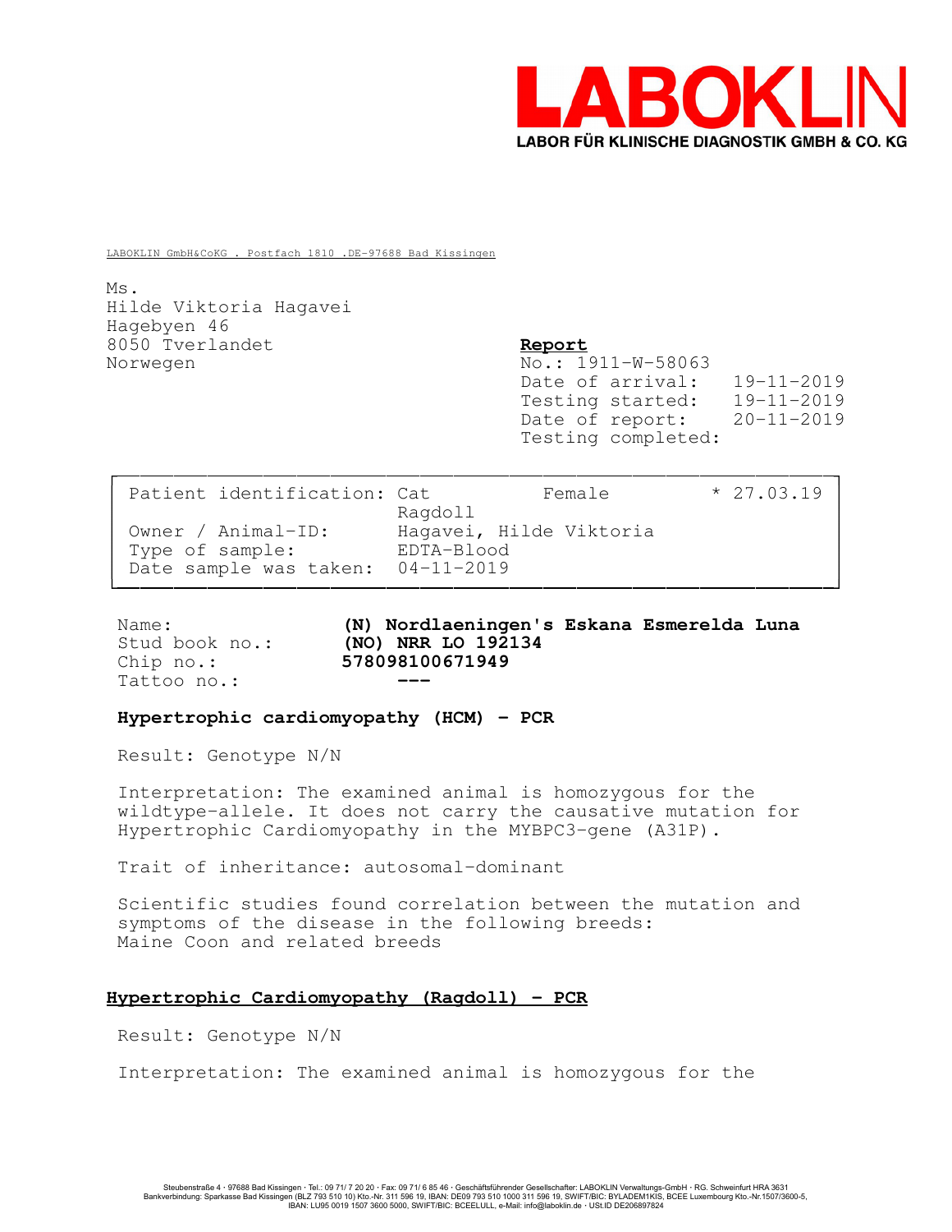# LABOKLIN

LABOR FÜR KLINISCHE DIAGNOSTIK GMBH & CO. KG

LABOKLIN GmbH&CoKG . Postfach 1810 .DE-97688 Bad Kissingen

Ms.
Hilde Viktoria Hagavei
Hagebyen 46
8050 Tverlandet
Norwegen

**Report**
No.: 1911-W-58063
Date of arrival: 19-11-2019
Testing started: 19-11-2019
Date of report: 20-11-2019
Testing completed:

| | | | |
|---|---|---|---|
| Patient identification: | Cat Ragdoll | Female | * 27.03.19 |
| Owner / Animal-ID: | Hagavei, Hilde Viktoria | | |
| Type of sample: | EDTA-Blood | | |
| Date sample was taken: | 04-11-2019 | | |

Name: **(N) Nordlaeningen's Eskana Esmerelda Luna**
Stud book no.: **(NO) NRR LO 192134**
Chip no.: **578098100671949**
Tattoo no.: **---**

**Hypertrophic cardiomyopathy (HCM) - PCR**

Result: Genotype N/N

Interpretation: The examined animal is homozygous for the wildtype-allele. It does not carry the causative mutation for Hypertrophic Cardiomyopathy in the MYBPC3-gene (A31P).

Trait of inheritance: autosomal-dominant

Scientific studies found correlation between the mutation and symptoms of the disease in the following breeds:
Maine Coon and related breeds

**Hypertrophic Cardiomyopathy (Ragdoll) - PCR**

Result: Genotype N/N

Interpretation: The examined animal is homozygous for the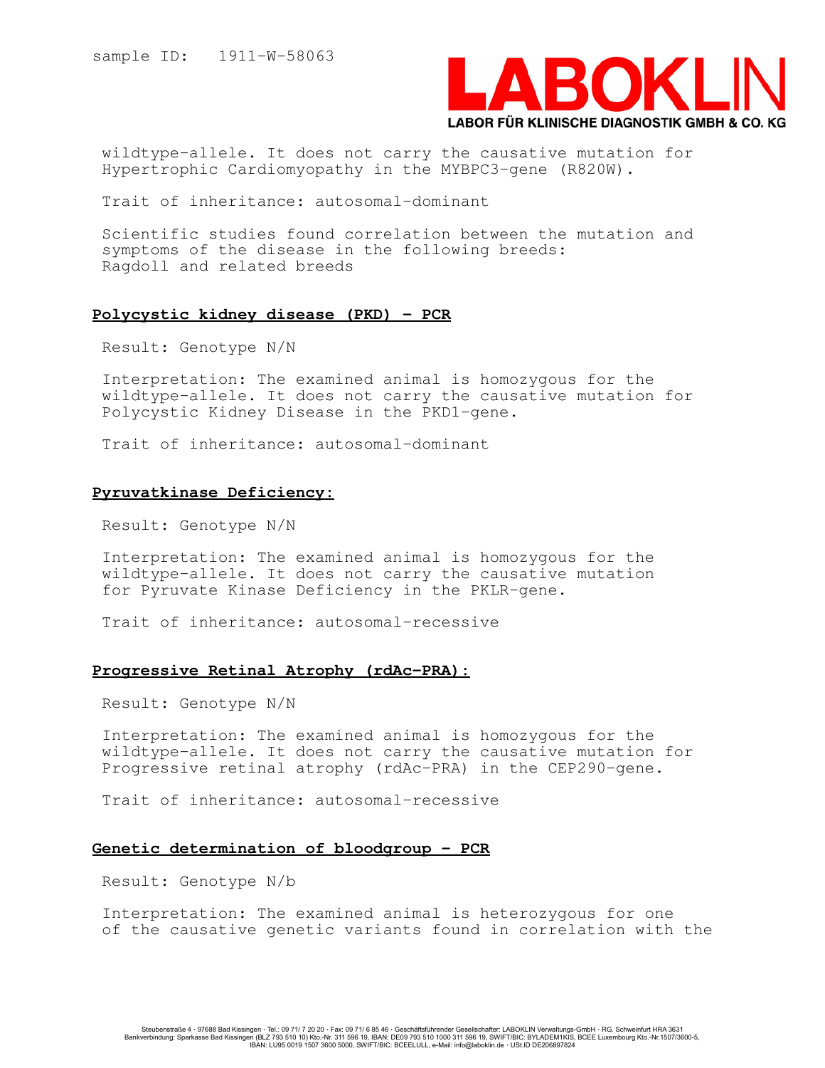wildtype-allele. It does not carry the causative mutation for Hypertrophic Cardiomyopathy in the MYBPC3-gene (R820W).

Trait of inheritance: autosomal-dominant

Scientific studies found correlation between the mutation and symptoms of the disease in the following breeds:
Ragdoll and related breeds

## Polycystic kidney disease (PKD) - PCR

Result: Genotype N/N

Interpretation: The examined animal is homozygous for the wildtype-allele. It does not carry the causative mutation for Polycystic Kidney Disease in the PKD1-gene.

Trait of inheritance: autosomal-dominant

## Pyruvatkinase Deficiency:

Result: Genotype N/N

Interpretation: The examined animal is homozygous for the wildtype-allele. It does not carry the causative mutation for Pyruvate Kinase Deficiency in the PKLR-gene.

Trait of inheritance: autosomal-recessive

## Progressive Retinal Atrophy (rdAc-PRA):

Result: Genotype N/N

Interpretation: The examined animal is homozygous for the wildtype-allele. It does not carry the causative mutation for Progressive retinal atrophy (rdAc-PRA) in the CEP290-gene.

Trait of inheritance: autosomal-recessive

## Genetic determination of bloodgroup - PCR

Result: Genotype N/b

Interpretation: The examined animal is heterozygous for one of the causative genetic variants found in correlation with the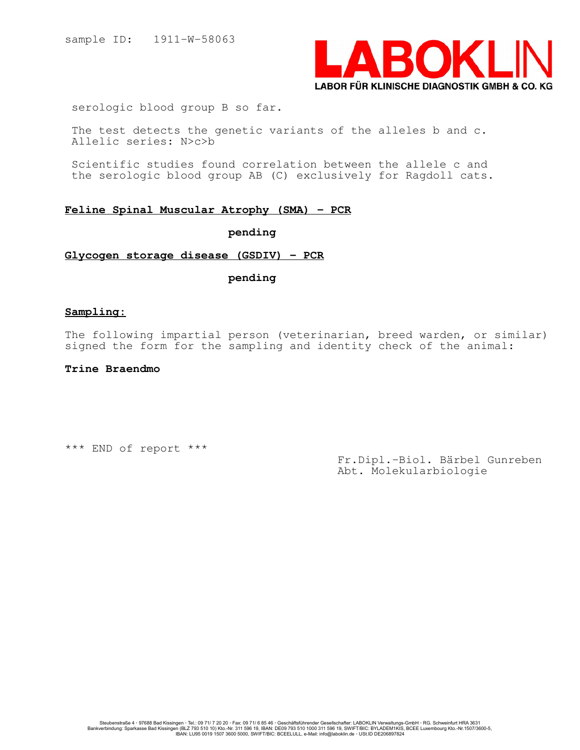sample ID: 1911-W-58063

serologic blood group B so far.

The test detects the genetic variants of the alleles b and c.
Allelic series: N>c>b

Scientific studies found correlation between the allele c and the serologic blood group AB (C) exclusively for Ragdoll cats.

**Feline Spinal Muscular Atrophy (SMA) - PCR**

**pending**

**Glycogen storage disease (GSDIV) - PCR**

**pending**

**Sampling:**

The following impartial person (veterinarian, breed warden, or similar) signed the form for the sampling and identity check of the animal:

**Trine Braendmo**

*** END of report ***

Fr.Dipl.-Biol. Bärbel Gunreben
Abt. Molekularbiologie